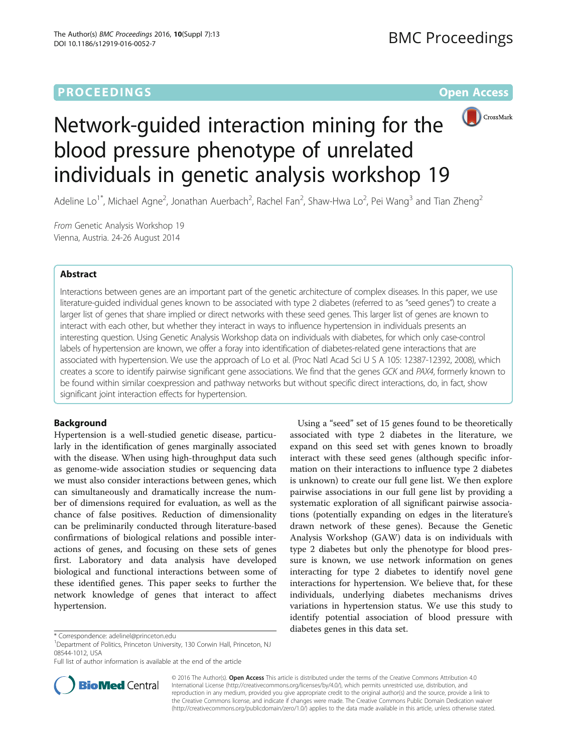PROCEEDINGS **Open Access**

# Network-guided interaction mining for the blood pressure phenotype of unrelated individuals in genetic analysis workshop 19

Adeline Lo[1*], Michael Agne[2], Jonathan Auerbach[2], Rachel Fan[2], Shaw-Hwa Lo[2], Pei Wang[3] and Tian Zheng[2]

*From* Genetic Analysis Workshop 19
Vienna, Austria. 24-26 August 2014

## Abstract

Interactions between genes are an important part of the genetic architecture of complex diseases. In this paper, we use literature-guided individual genes known to be associated with type 2 diabetes (referred to as "seed genes") to create a larger list of genes that share implied or direct networks with these seed genes. This larger list of genes are known to interact with each other, but whether they interact in ways to influence hypertension in individuals presents an interesting question. Using Genetic Analysis Workshop data on individuals with diabetes, for which only case-control labels of hypertension are known, we offer a foray into identification of diabetes-related gene interactions that are associated with hypertension. We use the approach of Lo et al. (Proc Natl Acad Sci U S A 105: 12387-12392, 2008), which creates a score to identify pairwise significant gene associations. We find that the genes *GCK* and *PAX4*, formerly known to be found within similar coexpression and pathway networks but without specific direct interactions, do, in fact, show significant joint interaction effects for hypertension.

## Background

Hypertension is a well-studied genetic disease, particularly in the identification of genes marginally associated with the disease. When using high-throughput data such as genome-wide association studies or sequencing data we must also consider interactions between genes, which can simultaneously and dramatically increase the number of dimensions required for evaluation, as well as the chance of false positives. Reduction of dimensionality can be preliminarily conducted through literature-based confirmations of biological relations and possible interactions of genes, and focusing on these sets of genes first. Laboratory and data analysis have developed biological and functional interactions between some of these identified genes. This paper seeks to further the network knowledge of genes that interact to affect hypertension.

Using a "seed" set of 15 genes found to be theoretically associated with type 2 diabetes in the literature, we expand on this seed set with genes known to broadly interact with these seed genes (although specific information on their interactions to influence type 2 diabetes is unknown) to create our full gene list. We then explore pairwise associations in our full gene list by providing a systematic exploration of all significant pairwise associations (potentially expanding on edges in the literature's drawn network of these genes). Because the Genetic Analysis Workshop (GAW) data is on individuals with type 2 diabetes but only the phenotype for blood pressure is known, we use network information on genes interacting for type 2 diabetes to identify novel gene interactions for hypertension. We believe that, for these individuals, underlying diabetes mechanisms drives variations in hypertension status. We use this study to identify potential association of blood pressure with diabetes genes in this data set.

\* Correspondence: adelinel@princeton.edu
[1]Department of Politics, Princeton University, 130 Corwin Hall, Princeton, NJ 08544-1012, USA
Full list of author information is available at the end of the article

© 2016 The Author(s). **Open Access** This article is distributed under the terms of the Creative Commons Attribution 4.0 International License (http://creativecommons.org/licenses/by/4.0/), which permits unrestricted use, distribution, and reproduction in any medium, provided you give appropriate credit to the original author(s) and the source, provide a link to the Creative Commons license, and indicate if changes were made. The Creative Commons Public Domain Dedication waiver (http://creativecommons.org/publicdomain/zero/1.0/) applies to the data made available in this article, unless otherwise stated.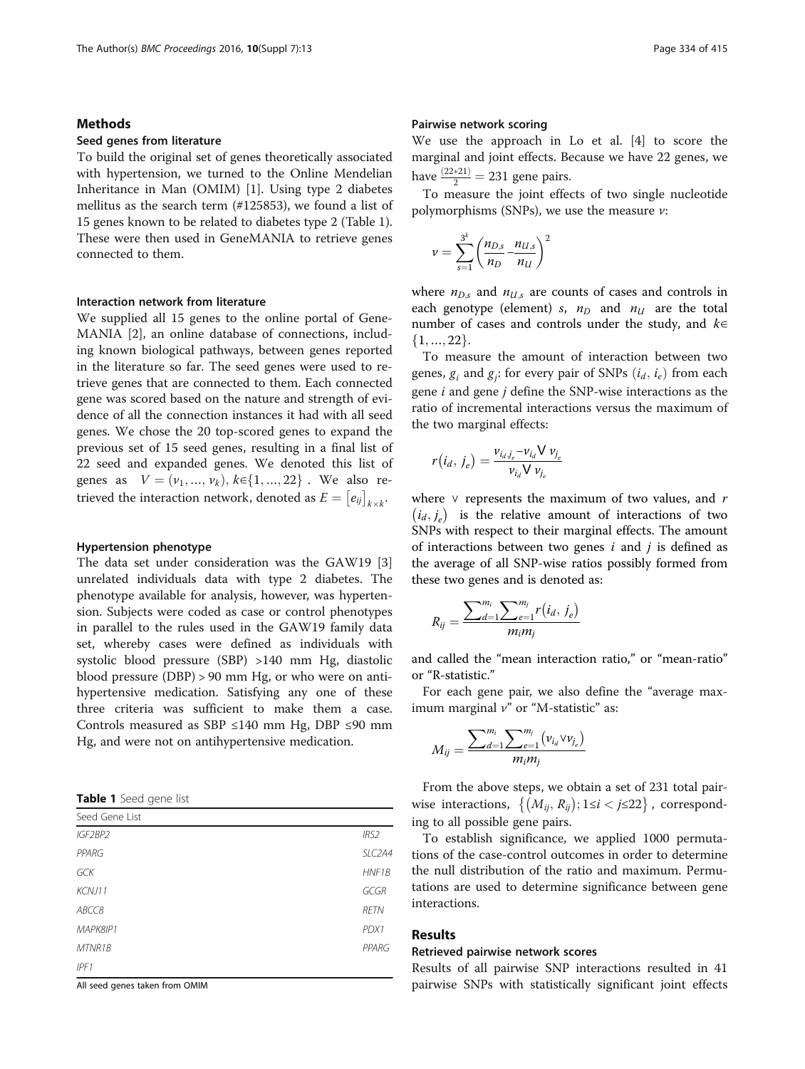## Methods

### Seed genes from literature

To build the original set of genes theoretically associated with hypertension, we turned to the Online Mendelian Inheritance in Man (OMIM) [1]. Using type 2 diabetes mellitus as the search term (#125853), we found a list of 15 genes known to be related to diabetes type 2 (Table 1). These were then used in GeneMANIA to retrieve genes connected to them.

### Interaction network from literature

We supplied all 15 genes to the online portal of GeneMANIA [2], an online database of connections, including known biological pathways, between genes reported in the literature so far. The seed genes were used to retrieve genes that are connected to them. Each connected gene was scored based on the nature and strength of evidence of all the connection instances it had with all seed genes. We chose the 20 top-scored genes to expand the previous set of 15 seed genes, resulting in a final list of 22 seed and expanded genes. We denoted this list of genes as $V = (v_1, \ldots, v_k),\ k \in \{1, \ldots, 22\}$. We also retrieved the interaction network, denoted as $E = [e_{ij}]_{k \times k}$.

### Hypertension phenotype

The data set under consideration was the GAW19 [3] unrelated individuals data with type 2 diabetes. The phenotype available for analysis, however, was hypertension. Subjects were coded as case or control phenotypes in parallel to the rules used in the GAW19 family data set, whereby cases were defined as individuals with systolic blood pressure (SBP) >140 mm Hg, diastolic blood pressure (DBP) > 90 mm Hg, or who were on antihypertensive medication. Satisfying any one of these three criteria was sufficient to make them a case. Controls measured as SBP ≤140 mm Hg, DBP ≤90 mm Hg, and were not on antihypertensive medication.

**Table 1** Seed gene list

| Seed Gene List | |
|---|---|
| *IGF2BP2* | *IRS2* |
| *PPARG* | *SLC2A4* |
| *GCK* | *HNF1B* |
| *KCNJ11* | *GCGR* |
| *ABCC8* | *RETN* |
| *MAPK8IP1* | *PDX1* |
| *MTNR1B* | *PPARG* |
| *IPF1* | |

All seed genes taken from OMIM

### Pairwise network scoring

We use the approach in Lo et al. [4] to score the marginal and joint effects. Because we have 22 genes, we have $\frac{(22*21)}{2} = 231$ gene pairs.

To measure the joint effects of two single nucleotide polymorphisms (SNPs), we use the measure $\nu$:

$$\nu = \sum_{s=1}^{3^k} \left( \frac{n_{D,s}}{n_D} - \frac{n_{U,s}}{n_U} \right)^2$$

where $n_{D,s}$ and $n_{U,s}$ are counts of cases and controls in each genotype (element) $s$, $n_D$ and $n_U$ are the total number of cases and controls under the study, and $k \in \{1, \ldots, 22\}$.

To measure the amount of interaction between two genes, $g_i$ and $g_j$: for every pair of SNPs $(i_d, i_e)$ from each gene $i$ and gene $j$ define the SNP-wise interactions as the ratio of incremental interactions versus the maximum of the two marginal effects:

$$r(i_d, j_e) = \frac{\nu_{i_d, j_e} - \nu_{i_d} \vee \nu_{j_e}}{\nu_{i_d} \vee \nu_{j_e}}$$

where ∨ represents the maximum of two values, and $r(i_d, j_e)$ is the relative amount of interactions of two SNPs with respect to their marginal effects. The amount of interactions between two genes $i$ and $j$ is defined as the average of all SNP-wise ratios possibly formed from these two genes and is denoted as:

$$R_{ij} = \frac{\sum_{d=1}^{m_i} \sum_{e=1}^{m_j} r(i_d, j_e)}{m_i m_j}$$

and called the "mean interaction ratio," or "mean-ratio" or "R-statistic."

For each gene pair, we also define the "average maximum marginal $\nu$" or "M-statistic" as:

$$M_{ij} = \frac{\sum_{d=1}^{m_i} \sum_{e=1}^{m_j} \left( \nu_{i_d} \vee \nu_{j_e} \right)}{m_i m_j}$$

From the above steps, we obtain a set of 231 total pairwise interactions, $\{(M_{ij}, R_{ij}); 1 \le i < j \le 22\}$, corresponding to all possible gene pairs.

To establish significance, we applied 1000 permutations of the case-control outcomes in order to determine the null distribution of the ratio and maximum. Permutations are used to determine significance between gene interactions.

## Results

### Retrieved pairwise network scores

Results of all pairwise SNP interactions resulted in 41 pairwise SNPs with statistically significant joint effects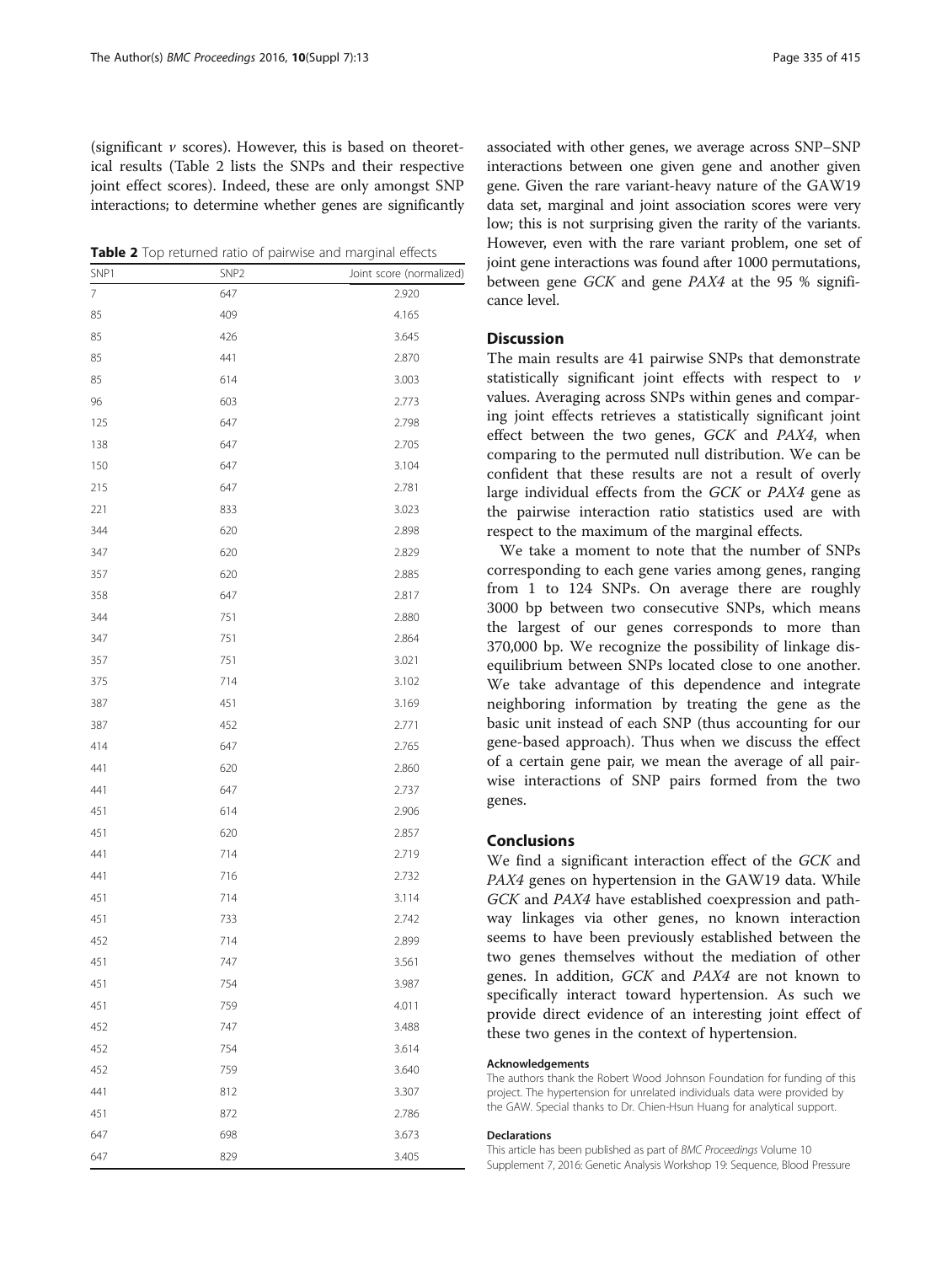(significant $v$ scores). However, this is based on theoretical results (Table 2 lists the SNPs and their respective joint effect scores). Indeed, these are only amongst SNP interactions; to determine whether genes are significantly associated with other genes, we average across SNP–SNP interactions between one given gene and another given gene. Given the rare variant-heavy nature of the GAW19 data set, marginal and joint association scores were very low; this is not surprising given the rarity of the variants. However, even with the rare variant problem, one set of joint gene interactions was found after 1000 permutations, between gene *GCK* and gene *PAX4* at the 95 % significance level.

**Table 2** Top returned ratio of pairwise and marginal effects

| SNP1 | SNP2 | Joint score (normalized) |
|---|---|---|
| 7 | 647 | 2.920 |
| 85 | 409 | 4.165 |
| 85 | 426 | 3.645 |
| 85 | 441 | 2.870 |
| 85 | 614 | 3.003 |
| 96 | 603 | 2.773 |
| 125 | 647 | 2.798 |
| 138 | 647 | 2.705 |
| 150 | 647 | 3.104 |
| 215 | 647 | 2.781 |
| 221 | 833 | 3.023 |
| 344 | 620 | 2.898 |
| 347 | 620 | 2.829 |
| 357 | 620 | 2.885 |
| 358 | 647 | 2.817 |
| 344 | 751 | 2.880 |
| 347 | 751 | 2.864 |
| 357 | 751 | 3.021 |
| 375 | 714 | 3.102 |
| 387 | 451 | 3.169 |
| 387 | 452 | 2.771 |
| 414 | 647 | 2.765 |
| 441 | 620 | 2.860 |
| 441 | 647 | 2.737 |
| 451 | 614 | 2.906 |
| 451 | 620 | 2.857 |
| 441 | 714 | 2.719 |
| 441 | 716 | 2.732 |
| 451 | 714 | 3.114 |
| 451 | 733 | 2.742 |
| 452 | 714 | 2.899 |
| 451 | 747 | 3.561 |
| 451 | 754 | 3.987 |
| 451 | 759 | 4.011 |
| 452 | 747 | 3.488 |
| 452 | 754 | 3.614 |
| 452 | 759 | 3.640 |
| 441 | 812 | 3.307 |
| 451 | 872 | 2.786 |
| 647 | 698 | 3.673 |
| 647 | 829 | 3.405 |

## Discussion

The main results are 41 pairwise SNPs that demonstrate statistically significant joint effects with respect to $v$ values. Averaging across SNPs within genes and comparing joint effects retrieves a statistically significant joint effect between the two genes, *GCK* and *PAX4*, when comparing to the permuted null distribution. We can be confident that these results are not a result of overly large individual effects from the *GCK* or *PAX4* gene as the pairwise interaction ratio statistics used are with respect to the maximum of the marginal effects.

We take a moment to note that the number of SNPs corresponding to each gene varies among genes, ranging from 1 to 124 SNPs. On average there are roughly 3000 bp between two consecutive SNPs, which means the largest of our genes corresponds to more than 370,000 bp. We recognize the possibility of linkage disequilibrium between SNPs located close to one another. We take advantage of this dependence and integrate neighboring information by treating the gene as the basic unit instead of each SNP (thus accounting for our gene-based approach). Thus when we discuss the effect of a certain gene pair, we mean the average of all pairwise interactions of SNP pairs formed from the two genes.

## Conclusions

We find a significant interaction effect of the *GCK* and *PAX4* genes on hypertension in the GAW19 data. While *GCK* and *PAX4* have established coexpression and pathway linkages via other genes, no known interaction seems to have been previously established between the two genes themselves without the mediation of other genes. In addition, *GCK* and *PAX4* are not known to specifically interact toward hypertension. As such we provide direct evidence of an interesting joint effect of these two genes in the context of hypertension.

#### Acknowledgements

The authors thank the Robert Wood Johnson Foundation for funding of this project. The hypertension for unrelated individuals data were provided by the GAW. Special thanks to Dr. Chien-Hsun Huang for analytical support.

#### Declarations

This article has been published as part of *BMC Proceedings* Volume 10 Supplement 7, 2016: Genetic Analysis Workshop 19: Sequence, Blood Pressure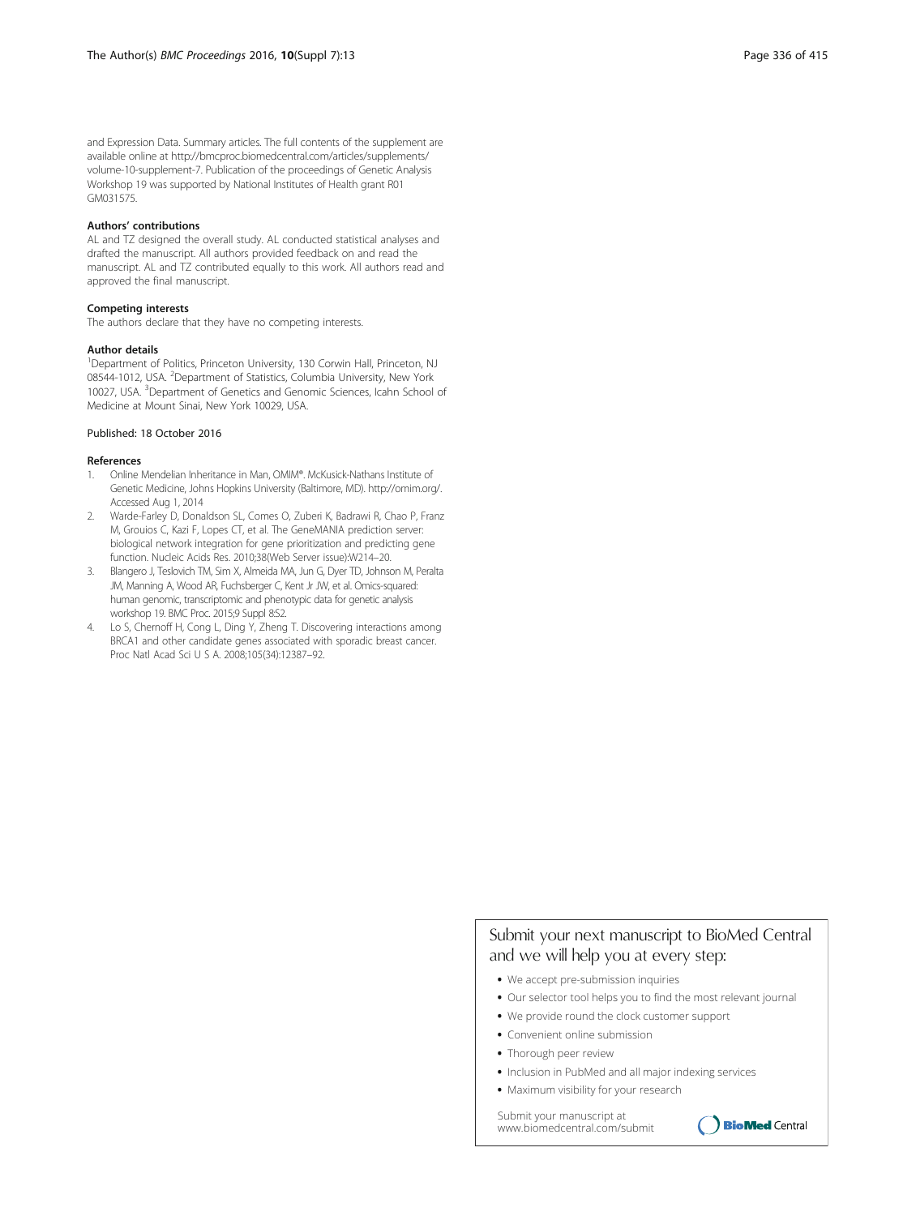and Expression Data. Summary articles. The full contents of the supplement are available online at http://bmcproc.biomedcentral.com/articles/supplements/volume-10-supplement-7. Publication of the proceedings of Genetic Analysis Workshop 19 was supported by National Institutes of Health grant R01 GM031575.

#### Authors' contributions

AL and TZ designed the overall study. AL conducted statistical analyses and drafted the manuscript. All authors provided feedback on and read the manuscript. AL and TZ contributed equally to this work. All authors read and approved the final manuscript.

#### Competing interests

The authors declare that they have no competing interests.

#### Author details

[1]Department of Politics, Princeton University, 130 Corwin Hall, Princeton, NJ 08544-1012, USA. [2]Department of Statistics, Columbia University, New York 10027, USA. [3]Department of Genetics and Genomic Sciences, Icahn School of Medicine at Mount Sinai, New York 10029, USA.

Published: 18 October 2016

#### References

1. Online Mendelian Inheritance in Man, OMIM®. McKusick-Nathans Institute of Genetic Medicine, Johns Hopkins University (Baltimore, MD). http://omim.org/. Accessed Aug 1, 2014
2. Warde-Farley D, Donaldson SL, Comes O, Zuberi K, Badrawi R, Chao P, Franz M, Grouios C, Kazi F, Lopes CT, et al. The GeneMANIA prediction server: biological network integration for gene prioritization and predicting gene function. Nucleic Acids Res. 2010;38(Web Server issue):W214–20.
3. Blangero J, Teslovich TM, Sim X, Almeida MA, Jun G, Dyer TD, Johnson M, Peralta JM, Manning A, Wood AR, Fuchsberger C, Kent Jr JW, et al. Omics-squared: human genomic, transcriptomic and phenotypic data for genetic analysis workshop 19. BMC Proc. 2015;9 Suppl 8:S2.
4. Lo S, Chernoff H, Cong L, Ding Y, Zheng T. Discovering interactions among BRCA1 and other candidate genes associated with sporadic breast cancer. Proc Natl Acad Sci U S A. 2008;105(34):12387–92.

Submit your next manuscript to BioMed Central and we will help you at every step:

- We accept pre-submission inquiries
- Our selector tool helps you to find the most relevant journal
- We provide round the clock customer support
- Convenient online submission
- Thorough peer review
- Inclusion in PubMed and all major indexing services
- Maximum visibility for your research

Submit your manuscript at www.biomedcentral.com/submit

BioMed Central